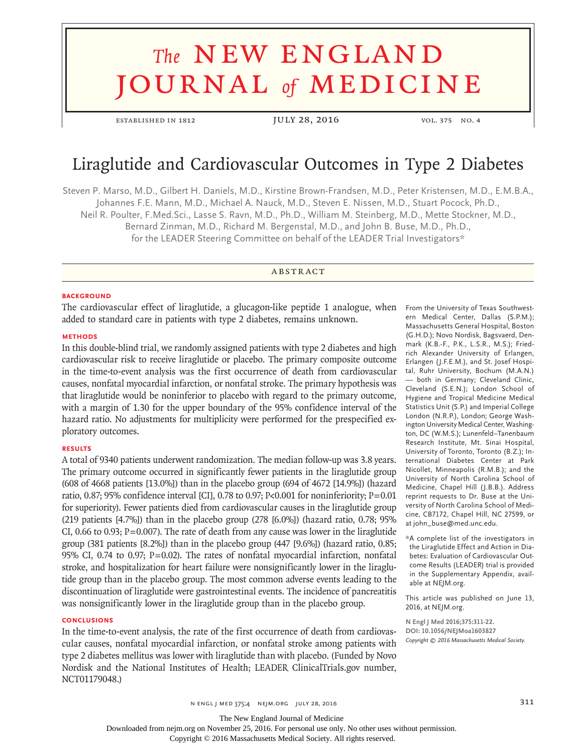# Liraglutide and Cardiovascular Outcomes in Type 2 Diabetes

Steven P. Marso, M.D., Gilbert H. Daniels, M.D., Kirstine Brown-Frandsen, M.D., Peter Kristensen, M.D., E.M.B.A., Johannes F.E. Mann, M.D., Michael A. Nauck, M.D., Steven E. Nissen, M.D., Stuart Pocock, Ph.D., Neil R. Poulter, F.Med.Sci., Lasse S. Ravn, M.D., Ph.D., William M. Steinberg, M.D., Mette Stockner, M.D., Bernard Zinman, M.D., Richard M. Bergenstal, M.D., and John B. Buse, M.D., Ph.D., for the LEADER Steering Committee on behalf of the LEADER Trial Investigators*

## ABSTRACT

### BACKGROUND

The cardiovascular effect of liraglutide, a glucagon-like peptide 1 analogue, when added to standard care in patients with type 2 diabetes, remains unknown.

### METHODS

In this double-blind trial, we randomly assigned patients with type 2 diabetes and high cardiovascular risk to receive liraglutide or placebo. The primary composite outcome in the time-to-event analysis was the first occurrence of death from cardiovascular causes, nonfatal myocardial infarction, or nonfatal stroke. The primary hypothesis was that liraglutide would be noninferior to placebo with regard to the primary outcome, with a margin of 1.30 for the upper boundary of the 95% confidence interval of the hazard ratio. No adjustments for multiplicity were performed for the prespecified exploratory outcomes.

### RESULTS

A total of 9340 patients underwent randomization. The median follow-up was 3.8 years. The primary outcome occurred in significantly fewer patients in the liraglutide group (608 of 4668 patients [13.0%]) than in the placebo group (694 of 4672 [14.9%]) (hazard ratio, 0.87; 95% confidence interval [CI], 0.78 to 0.97; $P<0.001$ for noninferiority; $P=0.01$ for superiority). Fewer patients died from cardiovascular causes in the liraglutide group (219 patients [4.7%]) than in the placebo group (278 [6.0%]) (hazard ratio, 0.78; 95% CI, 0.66 to 0.93; $P=0.007$). The rate of death from any cause was lower in the liraglutide group (381 patients [8.2%]) than in the placebo group (447 [9.6%]) (hazard ratio, 0.85; 95% CI, 0.74 to 0.97; $P=0.02$). The rates of nonfatal myocardial infarction, nonfatal stroke, and hospitalization for heart failure were nonsignificantly lower in the liraglutide group than in the placebo group. The most common adverse events leading to the discontinuation of liraglutide were gastrointestinal events. The incidence of pancreatitis was nonsignificantly lower in the liraglutide group than in the placebo group.

### CONCLUSIONS

In the time-to-event analysis, the rate of the first occurrence of death from cardiovascular causes, nonfatal myocardial infarction, or nonfatal stroke among patients with type 2 diabetes mellitus was lower with liraglutide than with placebo. (Funded by Novo Nordisk and the National Institutes of Health; LEADER ClinicalTrials.gov number, NCT01179048.)

From the University of Texas Southwestern Medical Center, Dallas (S.P.M.); Massachusetts General Hospital, Boston (G.H.D.); Novo Nordisk, Bagsvaerd, Denmark (K.B.-F., P.K., L.S.R., M.S.); Friedrich Alexander University of Erlangen, Erlangen (J.F.E.M.), and St. Josef Hospital, Ruhr University, Bochum (M.A.N.) — both in Germany; Cleveland Clinic, Cleveland (S.E.N.); London School of Hygiene and Tropical Medicine Medical Statistics Unit (S.P.) and Imperial College London (N.R.P.), London; George Washington University Medical Center, Washington, DC (W.M.S.); Lunenfeld–Tanenbaum Research Institute, Mt. Sinai Hospital, University of Toronto, Toronto (B.Z.); International Diabetes Center at Park Nicollet, Minneapolis (R.M.B.); and the University of North Carolina School of Medicine, Chapel Hill (J.B.B.). Address reprint requests to Dr. Buse at the University of North Carolina School of Medicine, CB7172, Chapel Hill, NC 27599, or at john_buse@med.unc.edu.

*A complete list of the investigators in the Liraglutide Effect and Action in Diabetes: Evaluation of Cardiovascular Outcome Results (LEADER) trial is provided in the Supplementary Appendix, available at NEJM.org.

This article was published on June 13, 2016, at NEJM.org.

**N Engl J Med 2016;375:311-22.**
**DOI: 10.1056/NEJMoa1603827**
*Copyright © 2016 Massachusetts Medical Society.*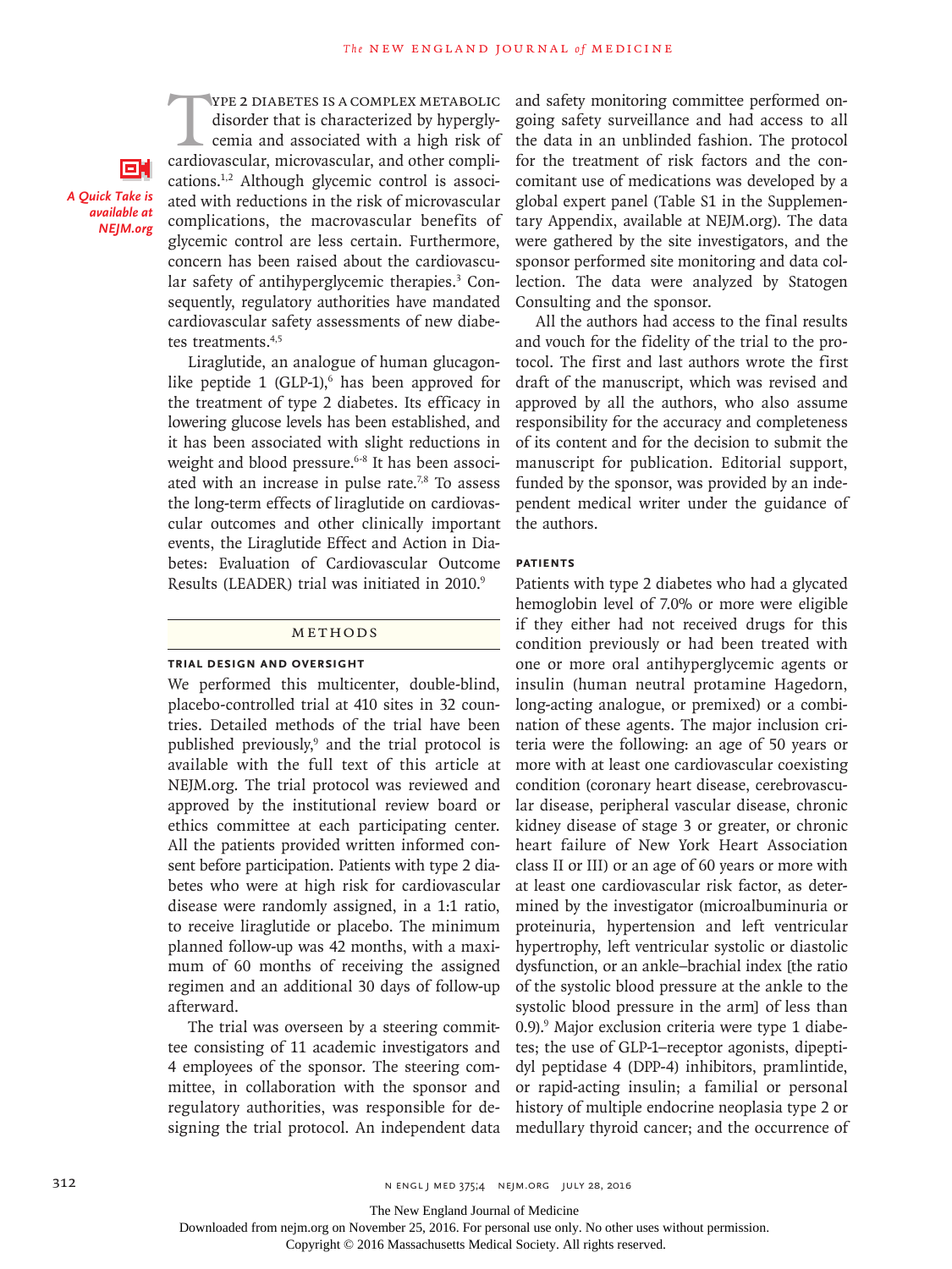Type 2 diabetes is a complex metabolic disorder that is characterized by hyperglycemia and associated with a high risk of cardiovascular, microvascular, and other complications.[1,2] Although glycemic control is associated with reductions in the risk of microvascular complications, the macrovascular benefits of glycemic control are less certain. Furthermore, concern has been raised about the cardiovascular safety of antihyperglycemic therapies.[3] Consequently, regulatory authorities have mandated cardiovascular safety assessments of new diabetes treatments.[4,5]

*A Quick Take is available at NEJM.org*

Liraglutide, an analogue of human glucagon-like peptide 1 (GLP-1),[6] has been approved for the treatment of type 2 diabetes. Its efficacy in lowering glucose levels has been established, and it has been associated with slight reductions in weight and blood pressure.[6-8] It has been associated with an increase in pulse rate.[7,8] To assess the long-term effects of liraglutide on cardiovascular outcomes and other clinically important events, the Liraglutide Effect and Action in Diabetes: Evaluation of Cardiovascular Outcome Results (LEADER) trial was initiated in 2010.[9]

## Methods

### Trial Design and Oversight

We performed this multicenter, double-blind, placebo-controlled trial at 410 sites in 32 countries. Detailed methods of the trial have been published previously,[9] and the trial protocol is available with the full text of this article at NEJM.org. The trial protocol was reviewed and approved by the institutional review board or ethics committee at each participating center. All the patients provided written informed consent before participation. Patients with type 2 diabetes who were at high risk for cardiovascular disease were randomly assigned, in a 1:1 ratio, to receive liraglutide or placebo. The minimum planned follow-up was 42 months, with a maximum of 60 months of receiving the assigned regimen and an additional 30 days of follow-up afterward.

The trial was overseen by a steering committee consisting of 11 academic investigators and 4 employees of the sponsor. The steering committee, in collaboration with the sponsor and regulatory authorities, was responsible for designing the trial protocol. An independent data and safety monitoring committee performed ongoing safety surveillance and had access to all the data in an unblinded fashion. The protocol for the treatment of risk factors and the concomitant use of medications was developed by a global expert panel (Table S1 in the Supplementary Appendix, available at NEJM.org). The data were gathered by the site investigators, and the sponsor performed site monitoring and data collection. The data were analyzed by Statogen Consulting and the sponsor.

All the authors had access to the final results and vouch for the fidelity of the trial to the protocol. The first and last authors wrote the first draft of the manuscript, which was revised and approved by all the authors, who also assume responsibility for the accuracy and completeness of its content and for the decision to submit the manuscript for publication. Editorial support, funded by the sponsor, was provided by an independent medical writer under the guidance of the authors.

### Patients

Patients with type 2 diabetes who had a glycated hemoglobin level of 7.0% or more were eligible if they either had not received drugs for this condition previously or had been treated with one or more oral antihyperglycemic agents or insulin (human neutral protamine Hagedorn, long-acting analogue, or premixed) or a combination of these agents. The major inclusion criteria were the following: an age of 50 years or more with at least one cardiovascular coexisting condition (coronary heart disease, cerebrovascular disease, peripheral vascular disease, chronic kidney disease of stage 3 or greater, or chronic heart failure of New York Heart Association class II or III) or an age of 60 years or more with at least one cardiovascular risk factor, as determined by the investigator (microalbuminuria or proteinuria, hypertension and left ventricular hypertrophy, left ventricular systolic or diastolic dysfunction, or an ankle–brachial index [the ratio of the systolic blood pressure at the ankle to the systolic blood pressure in the arm] of less than 0.9).[9] Major exclusion criteria were type 1 diabetes; the use of GLP-1–receptor agonists, dipeptidyl peptidase 4 (DPP-4) inhibitors, pramlintide, or rapid-acting insulin; a familial or personal history of multiple endocrine neoplasia type 2 or medullary thyroid cancer; and the occurrence of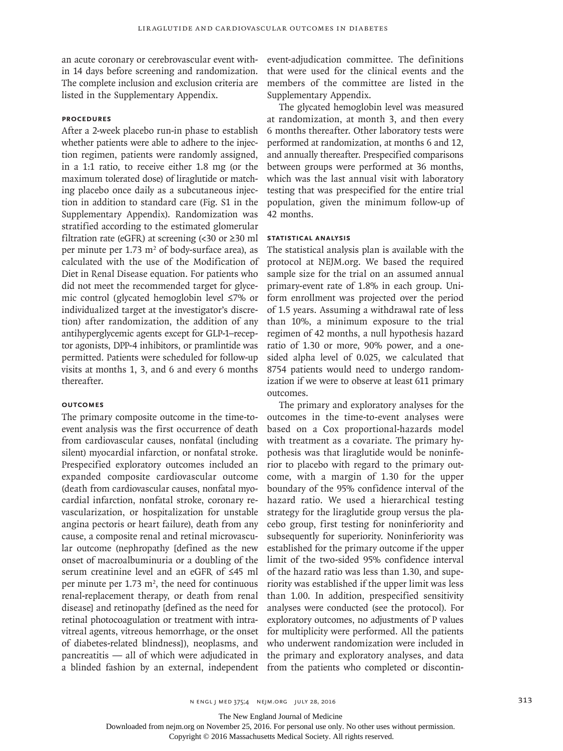an acute coronary or cerebrovascular event within 14 days before screening and randomization. The complete inclusion and exclusion criteria are listed in the Supplementary Appendix.

### Procedures

After a 2-week placebo run-in phase to establish whether patients were able to adhere to the injection regimen, patients were randomly assigned, in a 1:1 ratio, to receive either 1.8 mg (or the maximum tolerated dose) of liraglutide or matching placebo once daily as a subcutaneous injection in addition to standard care (Fig. S1 in the Supplementary Appendix). Randomization was stratified according to the estimated glomerular filtration rate (eGFR) at screening (<30 or ≥30 ml per minute per 1.73 $m^2$ of body-surface area), as calculated with the use of the Modification of Diet in Renal Disease equation. For patients who did not meet the recommended target for glycemic control (glycated hemoglobin level ≤7% or individualized target at the investigator's discretion) after randomization, the addition of any antihyperglycemic agents except for GLP-1–receptor agonists, DPP-4 inhibitors, or pramlintide was permitted. Patients were scheduled for follow-up visits at months 1, 3, and 6 and every 6 months thereafter.

### Outcomes

The primary composite outcome in the time-to-event analysis was the first occurrence of death from cardiovascular causes, nonfatal (including silent) myocardial infarction, or nonfatal stroke. Prespecified exploratory outcomes included an expanded composite cardiovascular outcome (death from cardiovascular causes, nonfatal myocardial infarction, nonfatal stroke, coronary revascularization, or hospitalization for unstable angina pectoris or heart failure), death from any cause, a composite renal and retinal microvascular outcome (nephropathy [defined as the new onset of macroalbuminuria or a doubling of the serum creatinine level and an eGFR of ≤45 ml per minute per 1.73 $m^2$, the need for continuous renal-replacement therapy, or death from renal disease] and retinopathy [defined as the need for retinal photocoagulation or treatment with intravitreal agents, vitreous hemorrhage, or the onset of diabetes-related blindness]), neoplasms, and pancreatitis — all of which were adjudicated in a blinded fashion by an external, independent event-adjudication committee. The definitions that were used for the clinical events and the members of the committee are listed in the Supplementary Appendix.

The glycated hemoglobin level was measured at randomization, at month 3, and then every 6 months thereafter. Other laboratory tests were performed at randomization, at months 6 and 12, and annually thereafter. Prespecified comparisons between groups were performed at 36 months, which was the last annual visit with laboratory testing that was prespecified for the entire trial population, given the minimum follow-up of 42 months.

### Statistical Analysis

The statistical analysis plan is available with the protocol at NEJM.org. We based the required sample size for the trial on an assumed annual primary-event rate of 1.8% in each group. Uniform enrollment was projected over the period of 1.5 years. Assuming a withdrawal rate of less than 10%, a minimum exposure to the trial regimen of 42 months, a null hypothesis hazard ratio of 1.30 or more, 90% power, and a one-sided alpha level of 0.025, we calculated that 8754 patients would need to undergo randomization if we were to observe at least 611 primary outcomes.

The primary and exploratory analyses for the outcomes in the time-to-event analyses were based on a Cox proportional-hazards model with treatment as a covariate. The primary hypothesis was that liraglutide would be noninferior to placebo with regard to the primary outcome, with a margin of 1.30 for the upper boundary of the 95% confidence interval of the hazard ratio. We used a hierarchical testing strategy for the liraglutide group versus the placebo group, first testing for noninferiority and subsequently for superiority. Noninferiority was established for the primary outcome if the upper limit of the two-sided 95% confidence interval of the hazard ratio was less than 1.30, and superiority was established if the upper limit was less than 1.00. In addition, prespecified sensitivity analyses were conducted (see the protocol). For exploratory outcomes, no adjustments of P values for multiplicity were performed. All the patients who underwent randomization were included in the primary and exploratory analyses, and data from the patients who completed or discontin-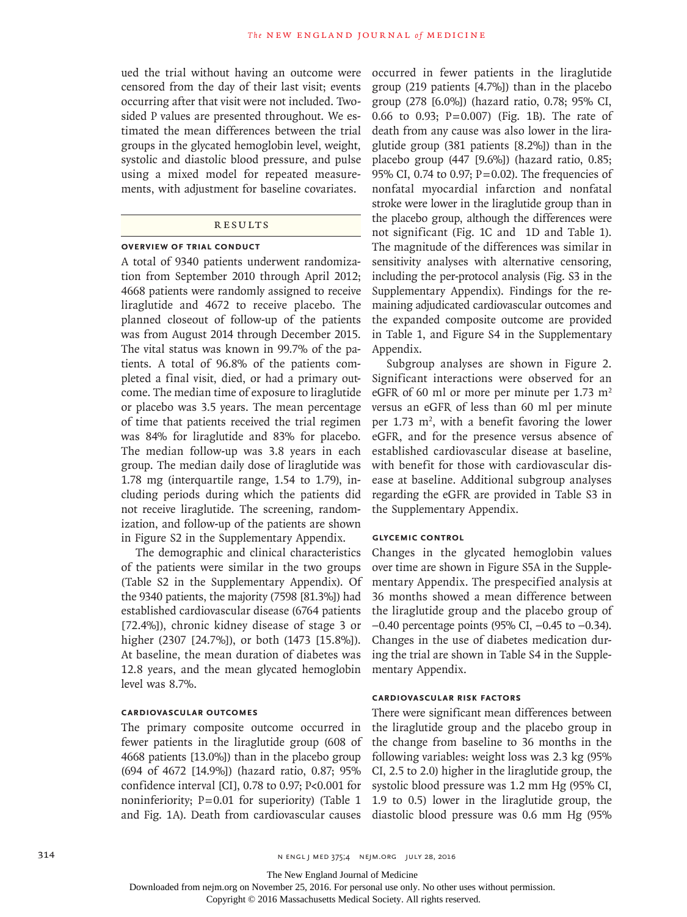ued the trial without having an outcome were censored from the day of their last visit; events occurring after that visit were not included. Two-sided P values are presented throughout. We estimated the mean differences between the trial groups in the glycated hemoglobin level, weight, systolic and diastolic blood pressure, and pulse using a mixed model for repeated measurements, with adjustment for baseline covariates.

## Results

### Overview of Trial Conduct

A total of 9340 patients underwent randomization from September 2010 through April 2012; 4668 patients were randomly assigned to receive liraglutide and 4672 to receive placebo. The planned closeout of follow-up of the patients was from August 2014 through December 2015. The vital status was known in 99.7% of the patients. A total of 96.8% of the patients completed a final visit, died, or had a primary outcome. The median time of exposure to liraglutide or placebo was 3.5 years. The mean percentage of time that patients received the trial regimen was 84% for liraglutide and 83% for placebo. The median follow-up was 3.8 years in each group. The median daily dose of liraglutide was 1.78 mg (interquartile range, 1.54 to 1.79), including periods during which the patients did not receive liraglutide. The screening, randomization, and follow-up of the patients are shown in Figure S2 in the Supplementary Appendix.

The demographic and clinical characteristics of the patients were similar in the two groups (Table S2 in the Supplementary Appendix). Of the 9340 patients, the majority (7598 [81.3%]) had established cardiovascular disease (6764 patients [72.4%]), chronic kidney disease of stage 3 or higher (2307 [24.7%]), or both (1473 [15.8%]). At baseline, the mean duration of diabetes was 12.8 years, and the mean glycated hemoglobin level was 8.7%.

### Cardiovascular Outcomes

The primary composite outcome occurred in fewer patients in the liraglutide group (608 of 4668 patients [13.0%]) than in the placebo group (694 of 4672 [14.9%]) (hazard ratio, 0.87; 95% confidence interval [CI], 0.78 to 0.97; P<0.001 for noninferiority; P=0.01 for superiority) (Table 1 and Fig. 1A). Death from cardiovascular causes occurred in fewer patients in the liraglutide group (219 patients [4.7%]) than in the placebo group (278 [6.0%]) (hazard ratio, 0.78; 95% CI, 0.66 to 0.93; P=0.007) (Fig. 1B). The rate of death from any cause was also lower in the liraglutide group (381 patients [8.2%]) than in the placebo group (447 [9.6%]) (hazard ratio, 0.85; 95% CI, 0.74 to 0.97; P=0.02). The frequencies of nonfatal myocardial infarction and nonfatal stroke were lower in the liraglutide group than in the placebo group, although the differences were not significant (Fig. 1C and 1D and Table 1). The magnitude of the differences was similar in sensitivity analyses with alternative censoring, including the per-protocol analysis (Fig. S3 in the Supplementary Appendix). Findings for the remaining adjudicated cardiovascular outcomes and the expanded composite outcome are provided in Table 1, and Figure S4 in the Supplementary Appendix.

Subgroup analyses are shown in Figure 2. Significant interactions were observed for an eGFR of 60 ml or more per minute per 1.73 $m^2$ versus an eGFR of less than 60 ml per minute per 1.73 $m^2$, with a benefit favoring the lower eGFR, and for the presence versus absence of established cardiovascular disease at baseline, with benefit for those with cardiovascular disease at baseline. Additional subgroup analyses regarding the eGFR are provided in Table S3 in the Supplementary Appendix.

### Glycemic Control

Changes in the glycated hemoglobin values over time are shown in Figure S5A in the Supplementary Appendix. The prespecified analysis at 36 months showed a mean difference between the liraglutide group and the placebo group of −0.40 percentage points (95% CI, −0.45 to −0.34). Changes in the use of diabetes medication during the trial are shown in Table S4 in the Supplementary Appendix.

### Cardiovascular Risk Factors

There were significant mean differences between the liraglutide group and the placebo group in the change from baseline to 36 months in the following variables: weight loss was 2.3 kg (95% CI, 2.5 to 2.0) higher in the liraglutide group, the systolic blood pressure was 1.2 mm Hg (95% CI, 1.9 to 0.5) lower in the liraglutide group, the diastolic blood pressure was 0.6 mm Hg (95%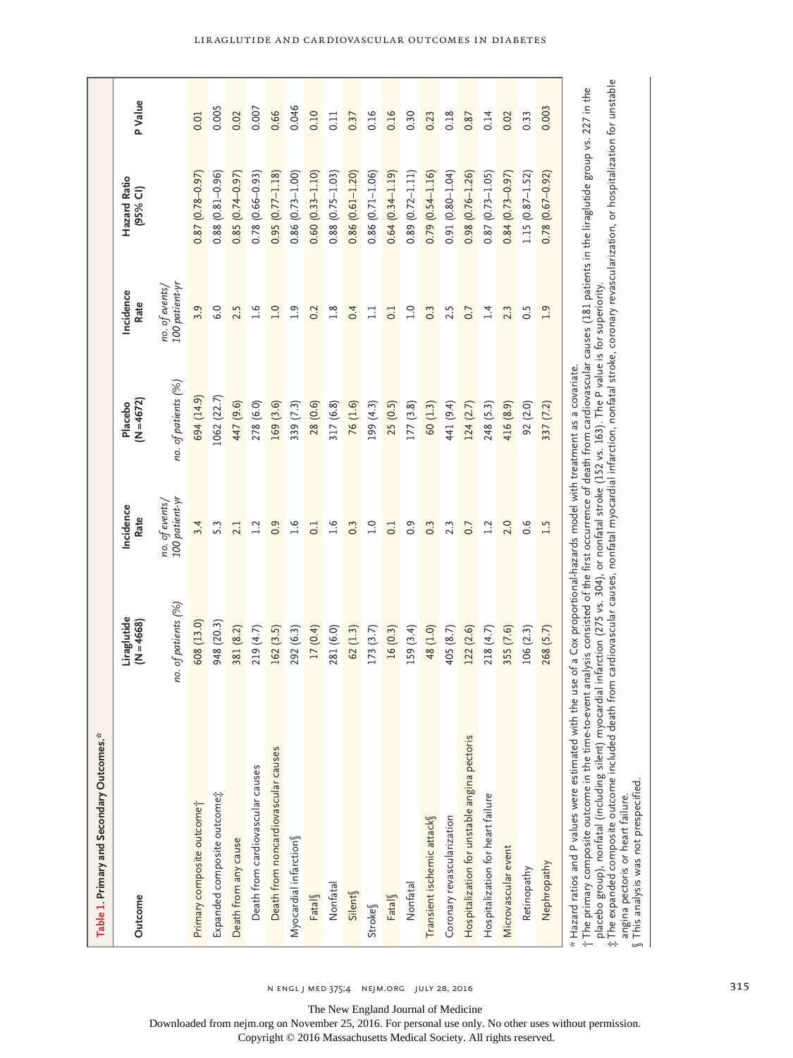**Table 1. Primary and Secondary Outcomes.***

| Outcome | Liraglutide (N=4668) | | Placebo (N=4672) | | Hazard Ratio (95% CI) | P Value |
|---|---|---|---|---|---|---|
| | no. of patients (%) | Incidence Rate no. of events/100 patient-yr | no. of patients (%) | Incidence Rate no. of events/100 patient-yr | | |
| Primary composite outcome† | 608 (13.0) | 3.4 | 694 (14.9) | 3.9 | 0.87 (0.78–0.97) | 0.01 |
| Expanded composite outcome‡ | 948 (20.3) | 5.3 | 1062 (22.7) | 6.0 | 0.88 (0.81–0.96) | 0.005 |
| Death from any cause | 381 (8.2) | 2.1 | 447 (9.6) | 2.5 | 0.85 (0.74–0.97) | 0.02 |
| Death from cardiovascular causes | 219 (4.7) | 1.2 | 278 (6.0) | 1.6 | 0.78 (0.66–0.93) | 0.007 |
| Death from noncardiovascular causes | 162 (3.5) | 0.9 | 169 (3.6) | 1.0 | 0.95 (0.77–1.18) | 0.66 |
| Myocardial infarction§ | 292 (6.3) | 1.6 | 339 (7.3) | 1.9 | 0.86 (0.73–1.00) | 0.046 |
| Fatal§ | 17 (0.4) | 0.1 | 28 (0.6) | 0.2 | 0.60 (0.33–1.10) | 0.10 |
| Nonfatal | 281 (6.0) | 1.6 | 317 (6.8) | 1.8 | 0.88 (0.75–1.03) | 0.11 |
| Silent§ | 62 (1.3) | 0.3 | 76 (1.6) | 0.4 | 0.86 (0.61–1.20) | 0.37 |
| Stroke§ | 173 (3.7) | 1.0 | 199 (4.3) | 1.1 | 0.86 (0.71–1.06) | 0.16 |
| Fatal§ | 16 (0.3) | 0.1 | 25 (0.5) | 0.1 | 0.64 (0.34–1.19) | 0.16 |
| Nonfatal | 159 (3.4) | 0.9 | 177 (3.8) | 1.0 | 0.89 (0.72–1.11) | 0.30 |
| Transient ischemic attack§ | 48 (1.0) | 0.3 | 60 (1.3) | 0.3 | 0.79 (0.54–1.16) | 0.23 |
| Coronary revascularization | 405 (8.7) | 2.3 | 441 (9.4) | 2.5 | 0.91 (0.80–1.04) | 0.18 |
| Hospitalization for unstable angina pectoris | 122 (2.6) | 0.7 | 124 (2.7) | 0.7 | 0.98 (0.76–1.26) | 0.87 |
| Hospitalization for heart failure | 218 (4.7) | 1.2 | 248 (5.3) | 1.4 | 0.87 (0.73–1.05) | 0.14 |
| Microvascular event | 355 (7.6) | 2.0 | 416 (8.9) | 2.3 | 0.84 (0.73–0.97) | 0.02 |
| Retinopathy | 106 (2.3) | 0.6 | 92 (2.0) | 0.5 | 1.15 (0.87–1.52) | 0.33 |
| Nephropathy | 268 (5.7) | 1.5 | 337 (7.2) | 1.9 | 0.78 (0.67–0.92) | 0.003 |

\* Hazard ratios and P values were estimated with the use of a Cox proportional-hazards model with treatment as a covariate.

† The primary composite outcome in the time-to-event analysis consisted of the first occurrence of death from cardiovascular causes (181 patients in the liraglutide group vs. 227 in the placebo group), nonfatal (including silent) myocardial infarction (275 vs. 304), or nonfatal stroke (152 vs. 163). The P value is for superiority.

‡ The expanded composite outcome included death from cardiovascular causes, nonfatal myocardial infarction, nonfatal stroke, coronary revascularization, or hospitalization for unstable angina pectoris or heart failure.

§ This analysis was not prespecified.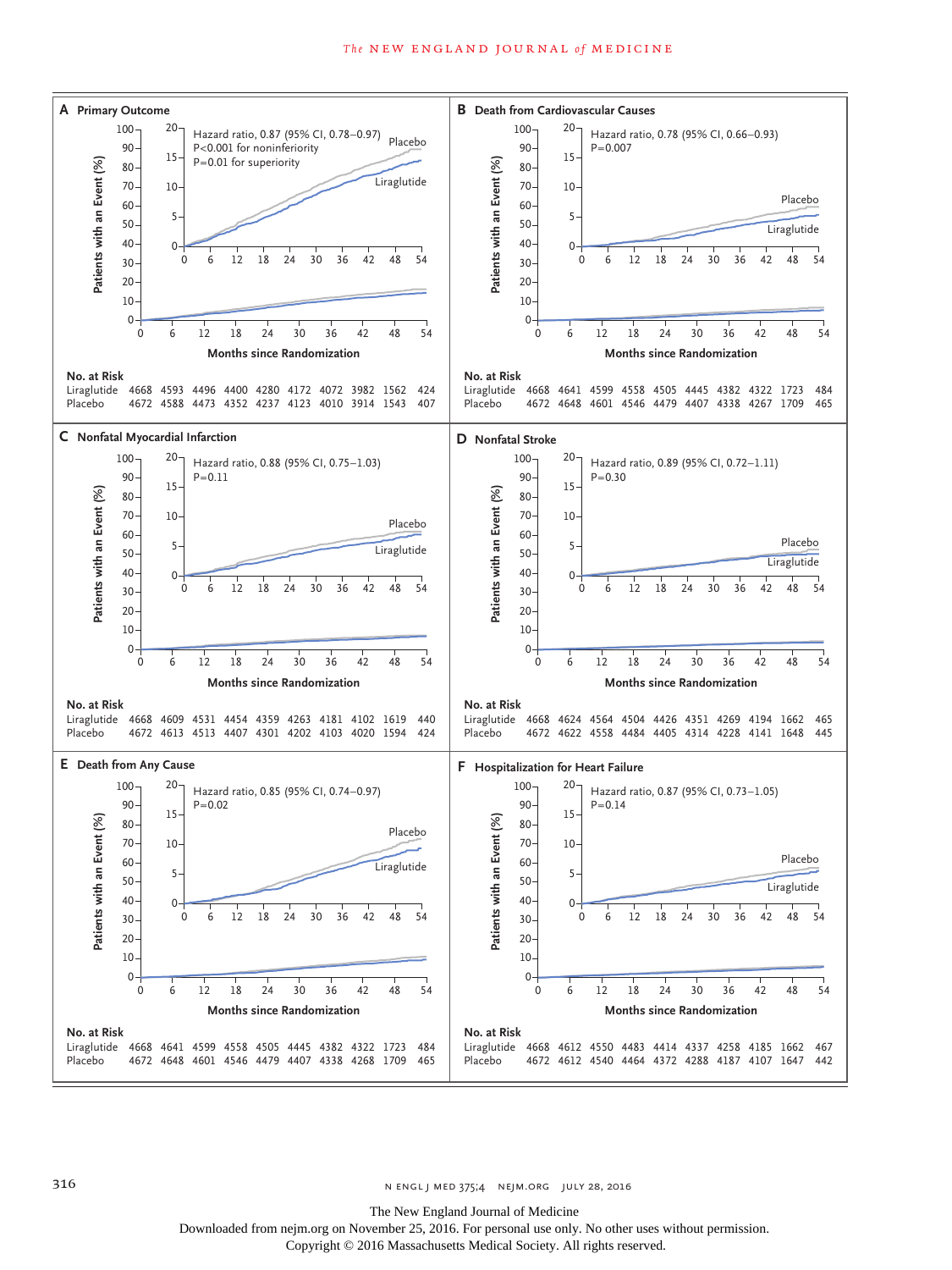**A Primary Outcome**

Hazard ratio, 0.87 (95% CI, 0.78–0.97)
P<0.001 for noninferiority
P=0.01 for superiority

| No. at Risk | 0 | 6 | 12 | 18 | 24 | 30 | 36 | 42 | 48 | 54 |
|---|---|---|---|---|---|---|---|---|---|---|
| Liraglutide | 4668 | 4593 | 4496 | 4400 | 4280 | 4172 | 4072 | 3982 | 1562 | 424 |
| Placebo | 4672 | 4588 | 4473 | 4352 | 4237 | 4123 | 4010 | 3914 | 1543 | 407 |

**B Death from Cardiovascular Causes**

Hazard ratio, 0.78 (95% CI, 0.66–0.93)
P=0.007

| No. at Risk | 0 | 6 | 12 | 18 | 24 | 30 | 36 | 42 | 48 | 54 |
|---|---|---|---|---|---|---|---|---|---|---|
| Liraglutide | 4668 | 4641 | 4599 | 4558 | 4505 | 4445 | 4382 | 4322 | 1723 | 484 |
| Placebo | 4672 | 4648 | 4601 | 4546 | 4479 | 4407 | 4338 | 4267 | 1709 | 465 |

**C Nonfatal Myocardial Infarction**

Hazard ratio, 0.88 (95% CI, 0.75–1.03)
P=0.11

| No. at Risk | 0 | 6 | 12 | 18 | 24 | 30 | 36 | 42 | 48 | 54 |
|---|---|---|---|---|---|---|---|---|---|---|
| Liraglutide | 4668 | 4609 | 4531 | 4454 | 4359 | 4263 | 4181 | 4102 | 1619 | 440 |
| Placebo | 4672 | 4613 | 4513 | 4407 | 4301 | 4202 | 4103 | 4020 | 1594 | 424 |

**D Nonfatal Stroke**

Hazard ratio, 0.89 (95% CI, 0.72–1.11)
P=0.30

| No. at Risk | 0 | 6 | 12 | 18 | 24 | 30 | 36 | 42 | 48 | 54 |
|---|---|---|---|---|---|---|---|---|---|---|
| Liraglutide | 4668 | 4624 | 4564 | 4504 | 4426 | 4351 | 4269 | 4194 | 1662 | 465 |
| Placebo | 4672 | 4622 | 4558 | 4484 | 4405 | 4314 | 4228 | 4141 | 1648 | 445 |

**E Death from Any Cause**

Hazard ratio, 0.85 (95% CI, 0.74–0.97)
P=0.02

| No. at Risk | 0 | 6 | 12 | 18 | 24 | 30 | 36 | 42 | 48 | 54 |
|---|---|---|---|---|---|---|---|---|---|---|
| Liraglutide | 4668 | 4641 | 4599 | 4558 | 4505 | 4445 | 4382 | 4322 | 1723 | 484 |
| Placebo | 4672 | 4648 | 4601 | 4546 | 4479 | 4407 | 4338 | 4268 | 1709 | 465 |

**F Hospitalization for Heart Failure**

Hazard ratio, 0.87 (95% CI, 0.73–1.05)
P=0.14

| No. at Risk | 0 | 6 | 12 | 18 | 24 | 30 | 36 | 42 | 48 | 54 |
|---|---|---|---|---|---|---|---|---|---|---|
| Liraglutide | 4668 | 4612 | 4550 | 4483 | 4414 | 4337 | 4258 | 4185 | 1662 | 467 |
| Placebo | 4672 | 4612 | 4540 | 4464 | 4372 | 4288 | 4187 | 4107 | 1647 | 442 |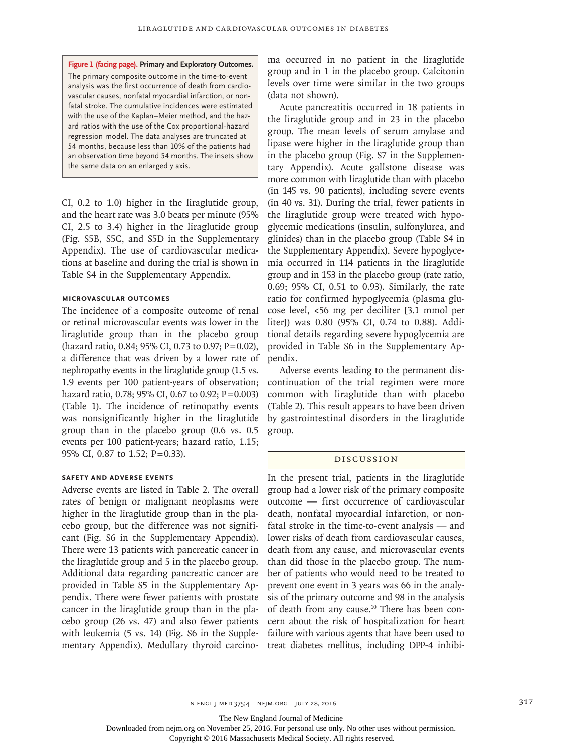**Figure 1 (facing page). Primary and Exploratory Outcomes.**
The primary composite outcome in the time-to-event analysis was the first occurrence of death from cardiovascular causes, nonfatal myocardial infarction, or nonfatal stroke. The cumulative incidences were estimated with the use of the Kaplan–Meier method, and the hazard ratios with the use of the Cox proportional-hazard regression model. The data analyses are truncated at 54 months, because less than 10% of the patients had an observation time beyond 54 months. The insets show the same data on an enlarged y axis.

CI, 0.2 to 1.0) higher in the liraglutide group, and the heart rate was 3.0 beats per minute (95% CI, 2.5 to 3.4) higher in the liraglutide group (Fig. S5B, S5C, and S5D in the Supplementary Appendix). The use of cardiovascular medications at baseline and during the trial is shown in Table S4 in the Supplementary Appendix.

### MICROVASCULAR OUTCOMES

The incidence of a composite outcome of renal or retinal microvascular events was lower in the liraglutide group than in the placebo group (hazard ratio, 0.84; 95% CI, 0.73 to 0.97; P=0.02), a difference that was driven by a lower rate of nephropathy events in the liraglutide group (1.5 vs. 1.9 events per 100 patient-years of observation; hazard ratio, 0.78; 95% CI, 0.67 to 0.92; P=0.003) (Table 1). The incidence of retinopathy events was nonsignificantly higher in the liraglutide group than in the placebo group (0.6 vs. 0.5 events per 100 patient-years; hazard ratio, 1.15; 95% CI, 0.87 to 1.52; P=0.33).

### SAFETY AND ADVERSE EVENTS

Adverse events are listed in Table 2. The overall rates of benign or malignant neoplasms were higher in the liraglutide group than in the placebo group, but the difference was not significant (Fig. S6 in the Supplementary Appendix). There were 13 patients with pancreatic cancer in the liraglutide group and 5 in the placebo group. Additional data regarding pancreatic cancer are provided in Table S5 in the Supplementary Appendix. There were fewer patients with prostate cancer in the liraglutide group than in the placebo group (26 vs. 47) and also fewer patients with leukemia (5 vs. 14) (Fig. S6 in the Supplementary Appendix). Medullary thyroid carcinoma occurred in no patient in the liraglutide group and in 1 in the placebo group. Calcitonin levels over time were similar in the two groups (data not shown).

Acute pancreatitis occurred in 18 patients in the liraglutide group and in 23 in the placebo group. The mean levels of serum amylase and lipase were higher in the liraglutide group than in the placebo group (Fig. S7 in the Supplementary Appendix). Acute gallstone disease was more common with liraglutide than with placebo (in 145 vs. 90 patients), including severe events (in 40 vs. 31). During the trial, fewer patients in the liraglutide group were treated with hypoglycemic medications (insulin, sulfonylurea, and glinides) than in the placebo group (Table S4 in the Supplementary Appendix). Severe hypoglycemia occurred in 114 patients in the liraglutide group and in 153 in the placebo group (rate ratio, 0.69; 95% CI, 0.51 to 0.93). Similarly, the rate ratio for confirmed hypoglycemia (plasma glucose level, <56 mg per deciliter [3.1 mmol per liter]) was 0.80 (95% CI, 0.74 to 0.88). Additional details regarding severe hypoglycemia are provided in Table S6 in the Supplementary Appendix.

Adverse events leading to the permanent discontinuation of the trial regimen were more common with liraglutide than with placebo (Table 2). This result appears to have been driven by gastrointestinal disorders in the liraglutide group.

## DISCUSSION

In the present trial, patients in the liraglutide group had a lower risk of the primary composite outcome — first occurrence of cardiovascular death, nonfatal myocardial infarction, or nonfatal stroke in the time-to-event analysis — and lower risks of death from cardiovascular causes, death from any cause, and microvascular events than did those in the placebo group. The number of patients who would need to be treated to prevent one event in 3 years was 66 in the analysis of the primary outcome and 98 in the analysis of death from any cause.[10] There has been concern about the risk of hospitalization for heart failure with various agents that have been used to treat diabetes mellitus, including DPP-4 inhibi-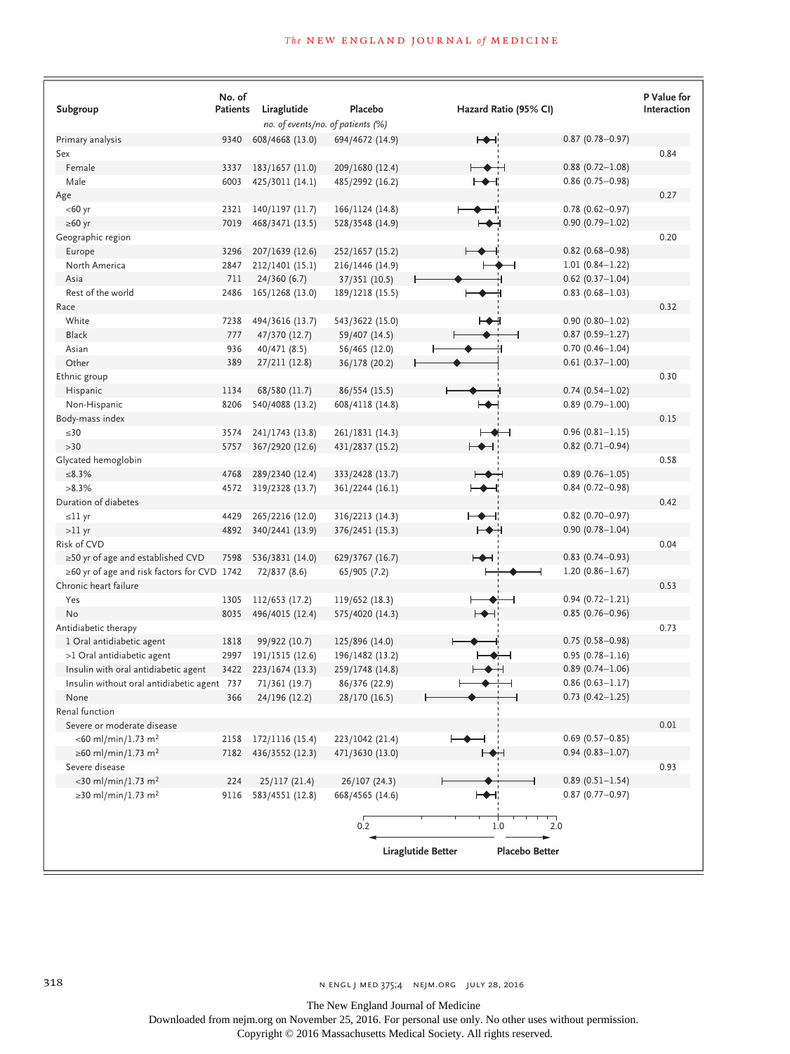| Subgroup | No. of Patients | Liraglutide | Placebo | Hazard Ratio (95% CI) | P Value for Interaction |
|---|---|---|---|---|---|
| | | *no. of events/no. of patients (%)* | | | |
| Primary analysis | 9340 | 608/4668 (13.0) | 694/4672 (14.9) | 0.87 (0.78–0.97) | |
| Sex | | | | | 0.84 |
| Female | 3337 | 183/1657 (11.0) | 209/1680 (12.4) | 0.88 (0.72–1.08) | |
| Male | 6003 | 425/3011 (14.1) | 485/2992 (16.2) | 0.86 (0.75–0.98) | |
| Age | | | | | 0.27 |
| <60 yr | 2321 | 140/1197 (11.7) | 166/1124 (14.8) | 0.78 (0.62–0.97) | |
| ≥60 yr | 7019 | 468/3471 (13.5) | 528/3548 (14.9) | 0.90 (0.79–1.02) | |
| Geographic region | | | | | 0.20 |
| Europe | 3296 | 207/1639 (12.6) | 252/1657 (15.2) | 0.82 (0.68–0.98) | |
| North America | 2847 | 212/1401 (15.1) | 216/1446 (14.9) | 1.01 (0.84–1.22) | |
| Asia | 711 | 24/360 (6.7) | 37/351 (10.5) | 0.62 (0.37–1.04) | |
| Rest of the world | 2486 | 165/1268 (13.0) | 189/1218 (15.5) | 0.83 (0.68–1.03) | |
| Race | | | | | 0.32 |
| White | 7238 | 494/3616 (13.7) | 543/3622 (15.0) | 0.90 (0.80–1.02) | |
| Black | 777 | 47/370 (12.7) | 59/407 (14.5) | 0.87 (0.59–1.27) | |
| Asian | 936 | 40/471 (8.5) | 56/465 (12.0) | 0.70 (0.46–1.04) | |
| Other | 389 | 27/211 (12.8) | 36/178 (20.2) | 0.61 (0.37–1.00) | |
| Ethnic group | | | | | 0.30 |
| Hispanic | 1134 | 68/580 (11.7) | 86/554 (15.5) | 0.74 (0.54–1.02) | |
| Non-Hispanic | 8206 | 540/4088 (13.2) | 608/4118 (14.8) | 0.89 (0.79–1.00) | |
| Body-mass index | | | | | 0.15 |
| ≤30 | 3574 | 241/1743 (13.8) | 261/1831 (14.3) | 0.96 (0.81–1.15) | |
| >30 | 5757 | 367/2920 (12.6) | 431/2837 (15.2) | 0.82 (0.71–0.94) | |
| Glycated hemoglobin | | | | | 0.58 |
| ≤8.3% | 4768 | 289/2340 (12.4) | 333/2428 (13.7) | 0.89 (0.76–1.05) | |
| >8.3% | 4572 | 319/2328 (13.7) | 361/2244 (16.1) | 0.84 (0.72–0.98) | |
| Duration of diabetes | | | | | 0.42 |
| ≤11 yr | 4429 | 265/2216 (12.0) | 316/2213 (14.3) | 0.82 (0.70–0.97) | |
| >11 yr | 4892 | 340/2441 (13.9) | 376/2451 (15.3) | 0.90 (0.78–1.04) | |
| Risk of CVD | | | | | 0.04 |
| ≥50 yr of age and established CVD | 7598 | 536/3831 (14.0) | 629/3767 (16.7) | 0.83 (0.74–0.93) | |
| ≥60 yr of age and risk factors for CVD | 1742 | 72/837 (8.6) | 65/905 (7.2) | 1.20 (0.86–1.67) | |
| Chronic heart failure | | | | | 0.53 |
| Yes | 1305 | 112/653 (17.2) | 119/652 (18.3) | 0.94 (0.72–1.21) | |
| No | 8035 | 496/4015 (12.4) | 575/4020 (14.3) | 0.85 (0.76–0.96) | |
| Antidiabetic therapy | | | | | 0.73 |
| 1 Oral antidiabetic agent | 1818 | 99/922 (10.7) | 125/896 (14.0) | 0.75 (0.58–0.98) | |
| >1 Oral antidiabetic agent | 2997 | 191/1515 (12.6) | 196/1482 (13.2) | 0.95 (0.78–1.16) | |
| Insulin with oral antidiabetic agent | 3422 | 223/1674 (13.3) | 259/1748 (14.8) | 0.89 (0.74–1.06) | |
| Insulin without oral antidiabetic agent | 737 | 71/361 (19.7) | 86/376 (22.9) | 0.86 (0.63–1.17) | |
| None | 366 | 24/196 (12.2) | 28/170 (16.5) | 0.73 (0.42–1.25) | |
| Renal function | | | | | |
| Severe or moderate disease | | | | | 0.01 |
| <60 ml/min/1.73 m² | 2158 | 172/1116 (15.4) | 223/1042 (21.4) | 0.69 (0.57–0.85) | |
| ≥60 ml/min/1.73 m² | 7182 | 436/3552 (12.3) | 471/3630 (13.0) | 0.94 (0.83–1.07) | |
| Severe disease | | | | | 0.93 |
| <30 ml/min/1.73 m² | 224 | 25/117 (21.4) | 26/107 (24.3) | 0.89 (0.51–1.54) | |
| ≥30 ml/min/1.73 m² | 9116 | 583/4551 (12.8) | 668/4565 (14.6) | 0.87 (0.77–0.97) | |

Hazard ratio axis: 0.2 – 1.0 – 2.0; ← Liraglutide Better | Placebo Better →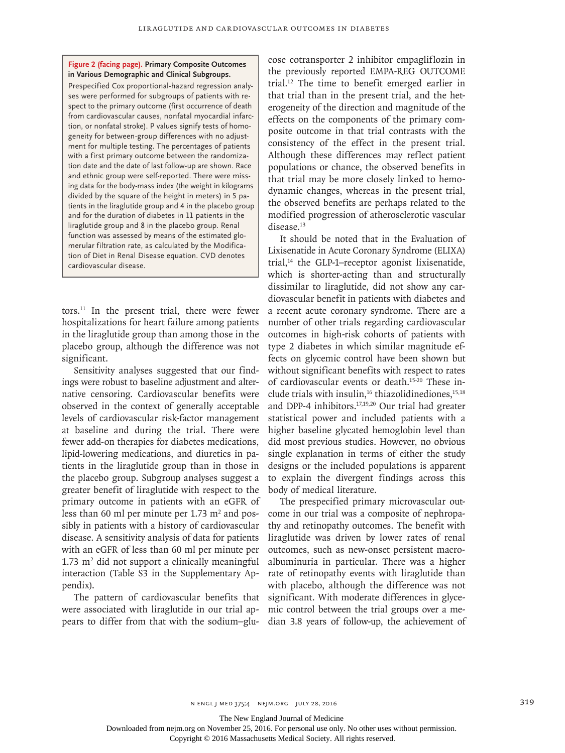**Figure 2 (facing page). Primary Composite Outcomes in Various Demographic and Clinical Subgroups.**

Prespecified Cox proportional-hazard regression analyses were performed for subgroups of patients with respect to the primary outcome (first occurrence of death from cardiovascular causes, nonfatal myocardial infarction, or nonfatal stroke). P values signify tests of homogeneity for between-group differences with no adjustment for multiple testing. The percentages of patients with a first primary outcome between the randomization date and the date of last follow-up are shown. Race and ethnic group were self-reported. There were missing data for the body-mass index (the weight in kilograms divided by the square of the height in meters) in 5 patients in the liraglutide group and 4 in the placebo group and for the duration of diabetes in 11 patients in the liraglutide group and 8 in the placebo group. Renal function was assessed by means of the estimated glomerular filtration rate, as calculated by the Modification of Diet in Renal Disease equation. CVD denotes cardiovascular disease.

tors.[11] In the present trial, there were fewer hospitalizations for heart failure among patients in the liraglutide group than among those in the placebo group, although the difference was not significant.

Sensitivity analyses suggested that our findings were robust to baseline adjustment and alternative censoring. Cardiovascular benefits were observed in the context of generally acceptable levels of cardiovascular risk-factor management at baseline and during the trial. There were fewer add-on therapies for diabetes medications, lipid-lowering medications, and diuretics in patients in the liraglutide group than in those in the placebo group. Subgroup analyses suggest a greater benefit of liraglutide with respect to the primary outcome in patients with an eGFR of less than 60 ml per minute per 1.73 $m^2$ and possibly in patients with a history of cardiovascular disease. A sensitivity analysis of data for patients with an eGFR of less than 60 ml per minute per 1.73 $m^2$ did not support a clinically meaningful interaction (Table S3 in the Supplementary Appendix).

The pattern of cardiovascular benefits that were associated with liraglutide in our trial appears to differ from that with the sodium–glucose cotransporter 2 inhibitor empagliflozin in the previously reported EMPA-REG OUTCOME trial.[12] The time to benefit emerged earlier in that trial than in the present trial, and the heterogeneity of the direction and magnitude of the effects on the components of the primary composite outcome in that trial contrasts with the consistency of the effect in the present trial. Although these differences may reflect patient populations or chance, the observed benefits in that trial may be more closely linked to hemodynamic changes, whereas in the present trial, the observed benefits are perhaps related to the modified progression of atherosclerotic vascular disease.[13]

It should be noted that in the Evaluation of Lixisenatide in Acute Coronary Syndrome (ELIXA) trial,[14] the GLP-1–receptor agonist lixisenatide, which is shorter-acting than and structurally dissimilar to liraglutide, did not show any cardiovascular benefit in patients with diabetes and a recent acute coronary syndrome. There are a number of other trials regarding cardiovascular outcomes in high-risk cohorts of patients with type 2 diabetes in which similar magnitude effects on glycemic control have been shown but without significant benefits with respect to rates of cardiovascular events or death.[15-20] These include trials with insulin,[16] thiazolidinediones,[15,18] and DPP-4 inhibitors.[17,19,20] Our trial had greater statistical power and included patients with a higher baseline glycated hemoglobin level than did most previous studies. However, no obvious single explanation in terms of either the study designs or the included populations is apparent to explain the divergent findings across this body of medical literature.

The prespecified primary microvascular outcome in our trial was a composite of nephropathy and retinopathy outcomes. The benefit with liraglutide was driven by lower rates of renal outcomes, such as new-onset persistent macroalbuminuria in particular. There was a higher rate of retinopathy events with liraglutide than with placebo, although the difference was not significant. With moderate differences in glycemic control between the trial groups over a median 3.8 years of follow-up, the achievement of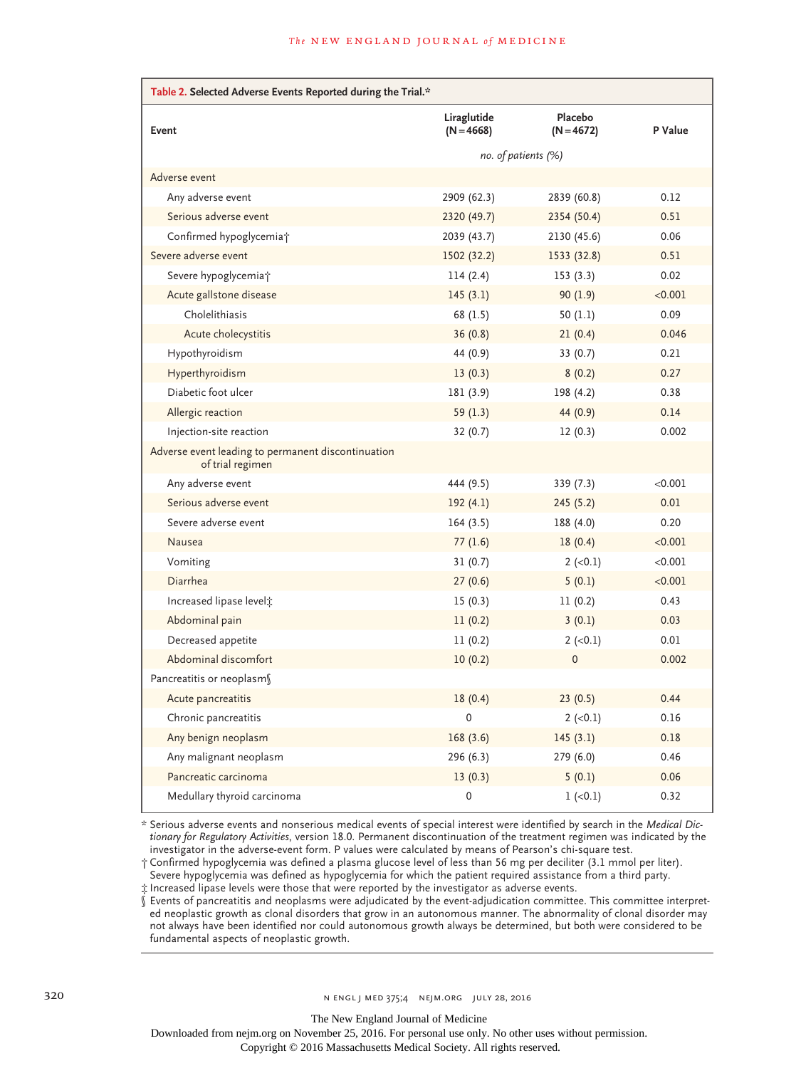**Table 2. Selected Adverse Events Reported during the Trial.***

| Event | Liraglutide (N=4668) | Placebo (N=4672) | P Value |
|---|---|---|---|
| | *no. of patients (%)* | | |
| Adverse event | | | |
| Any adverse event | 2909 (62.3) | 2839 (60.8) | 0.12 |
| Serious adverse event | 2320 (49.7) | 2354 (50.4) | 0.51 |
| Confirmed hypoglycemia† | 2039 (43.7) | 2130 (45.6) | 0.06 |
| Severe adverse event | 1502 (32.2) | 1533 (32.8) | 0.51 |
| Severe hypoglycemia† | 114 (2.4) | 153 (3.3) | 0.02 |
| Acute gallstone disease | 145 (3.1) | 90 (1.9) | <0.001 |
| Cholelithiasis | 68 (1.5) | 50 (1.1) | 0.09 |
| Acute cholecystitis | 36 (0.8) | 21 (0.4) | 0.046 |
| Hypothyroidism | 44 (0.9) | 33 (0.7) | 0.21 |
| Hyperthyroidism | 13 (0.3) | 8 (0.2) | 0.27 |
| Diabetic foot ulcer | 181 (3.9) | 198 (4.2) | 0.38 |
| Allergic reaction | 59 (1.3) | 44 (0.9) | 0.14 |
| Injection-site reaction | 32 (0.7) | 12 (0.3) | 0.002 |
| Adverse event leading to permanent discontinuation of trial regimen | | | |
| Any adverse event | 444 (9.5) | 339 (7.3) | <0.001 |
| Serious adverse event | 192 (4.1) | 245 (5.2) | 0.01 |
| Severe adverse event | 164 (3.5) | 188 (4.0) | 0.20 |
| Nausea | 77 (1.6) | 18 (0.4) | <0.001 |
| Vomiting | 31 (0.7) | 2 (<0.1) | <0.001 |
| Diarrhea | 27 (0.6) | 5 (0.1) | <0.001 |
| Increased lipase level‡ | 15 (0.3) | 11 (0.2) | 0.43 |
| Abdominal pain | 11 (0.2) | 3 (0.1) | 0.03 |
| Decreased appetite | 11 (0.2) | 2 (<0.1) | 0.01 |
| Abdominal discomfort | 10 (0.2) | 0 | 0.002 |
| Pancreatitis or neoplasm§ | | | |
| Acute pancreatitis | 18 (0.4) | 23 (0.5) | 0.44 |
| Chronic pancreatitis | 0 | 2 (<0.1) | 0.16 |
| Any benign neoplasm | 168 (3.6) | 145 (3.1) | 0.18 |
| Any malignant neoplasm | 296 (6.3) | 279 (6.0) | 0.46 |
| Pancreatic carcinoma | 13 (0.3) | 5 (0.1) | 0.06 |
| Medullary thyroid carcinoma | 0 | 1 (<0.1) | 0.32 |

\* Serious adverse events and nonserious medical events of special interest were identified by search in the *Medical Dictionary for Regulatory Activities*, version 18.0. Permanent discontinuation of the treatment regimen was indicated by the investigator in the adverse-event form. P values were calculated by means of Pearson's chi-square test.

† Confirmed hypoglycemia was defined a plasma glucose level of less than 56 mg per deciliter (3.1 mmol per liter). Severe hypoglycemia was defined as hypoglycemia for which the patient required assistance from a third party.

‡ Increased lipase levels were those that were reported by the investigator as adverse events.

§ Events of pancreatitis and neoplasms were adjudicated by the event-adjudication committee. This committee interpreted neoplastic growth as clonal disorders that grow in an autonomous manner. The abnormality of clonal disorder may not always have been identified nor could autonomous growth always be determined, but both were considered to be fundamental aspects of neoplastic growth.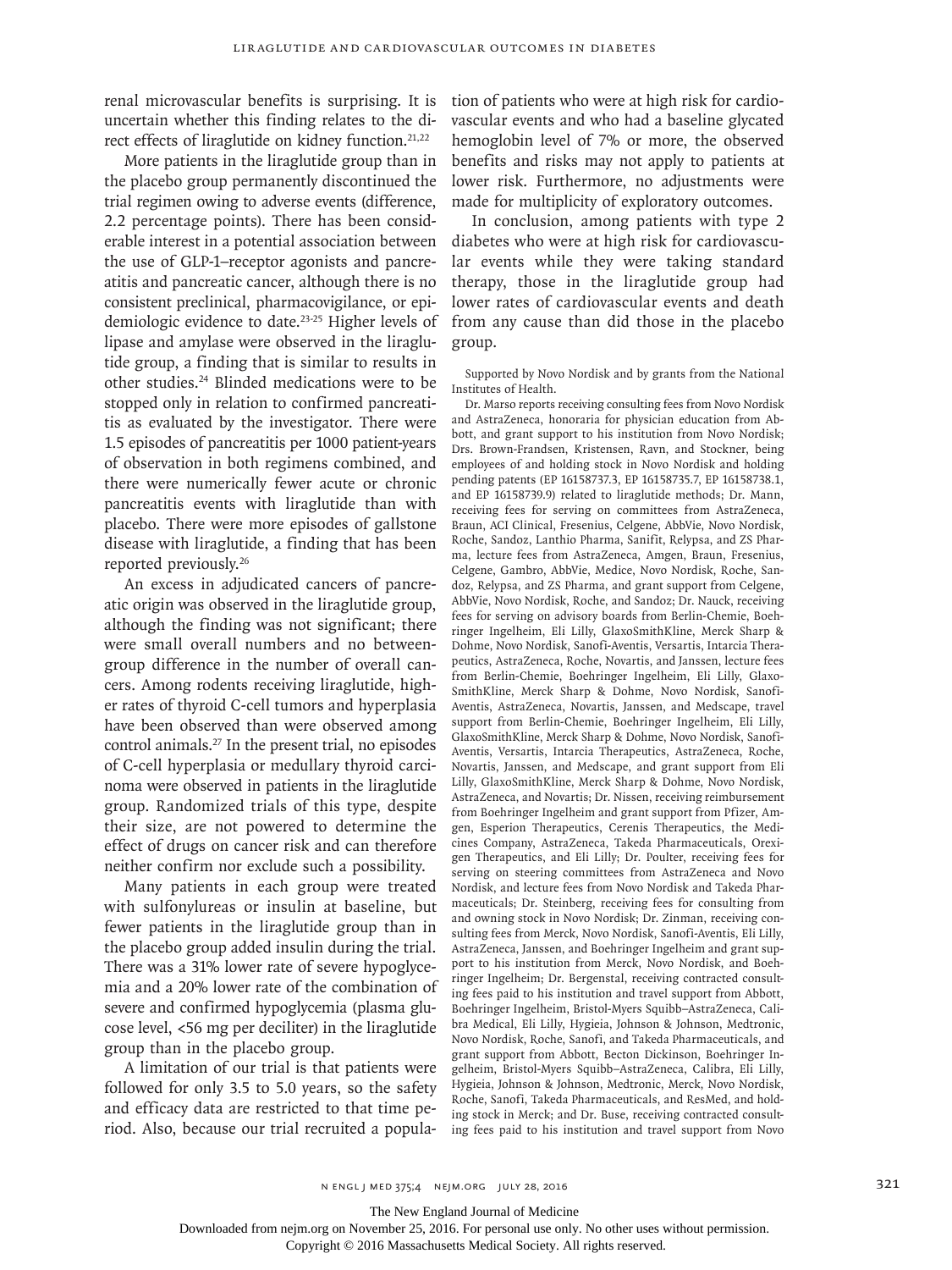renal microvascular benefits is surprising. It is uncertain whether this finding relates to the direct effects of liraglutide on kidney function.[21,22]

More patients in the liraglutide group than in the placebo group permanently discontinued the trial regimen owing to adverse events (difference, 2.2 percentage points). There has been considerable interest in a potential association between the use of GLP-1–receptor agonists and pancreatitis and pancreatic cancer, although there is no consistent preclinical, pharmacovigilance, or epidemiologic evidence to date.[23-25] Higher levels of lipase and amylase were observed in the liraglutide group, a finding that is similar to results in other studies.[24] Blinded medications were to be stopped only in relation to confirmed pancreatitis as evaluated by the investigator. There were 1.5 episodes of pancreatitis per 1000 patient-years of observation in both regimens combined, and there were numerically fewer acute or chronic pancreatitis events with liraglutide than with placebo. There were more episodes of gallstone disease with liraglutide, a finding that has been reported previously.[26]

An excess in adjudicated cancers of pancreatic origin was observed in the liraglutide group, although the finding was not significant; there were small overall numbers and no between-group difference in the number of overall cancers. Among rodents receiving liraglutide, higher rates of thyroid C-cell tumors and hyperplasia have been observed than were observed among control animals.[27] In the present trial, no episodes of C-cell hyperplasia or medullary thyroid carcinoma were observed in patients in the liraglutide group. Randomized trials of this type, despite their size, are not powered to determine the effect of drugs on cancer risk and can therefore neither confirm nor exclude such a possibility.

Many patients in each group were treated with sulfonylureas or insulin at baseline, but fewer patients in the liraglutide group than in the placebo group added insulin during the trial. There was a 31% lower rate of severe hypoglycemia and a 20% lower rate of the combination of severe and confirmed hypoglycemia (plasma glucose level, <56 mg per deciliter) in the liraglutide group than in the placebo group.

A limitation of our trial is that patients were followed for only 3.5 to 5.0 years, so the safety and efficacy data are restricted to that time period. Also, because our trial recruited a population of patients who were at high risk for cardiovascular events and who had a baseline glycated hemoglobin level of 7% or more, the observed benefits and risks may not apply to patients at lower risk. Furthermore, no adjustments were made for multiplicity of exploratory outcomes.

In conclusion, among patients with type 2 diabetes who were at high risk for cardiovascular events while they were taking standard therapy, those in the liraglutide group had lower rates of cardiovascular events and death from any cause than did those in the placebo group.

Supported by Novo Nordisk and by grants from the National Institutes of Health.

Dr. Marso reports receiving consulting fees from Novo Nordisk and AstraZeneca, honoraria for physician education from Abbott, and grant support to his institution from Novo Nordisk; Drs. Brown-Frandsen, Kristensen, Ravn, and Stockner, being employees of and holding stock in Novo Nordisk and holding pending patents (EP 16158737.3, EP 16158735.7, EP 16158738.1, and EP 16158739.9) related to liraglutide methods; Dr. Mann, receiving fees for serving on committees from AstraZeneca, Braun, ACI Clinical, Fresenius, Celgene, AbbVie, Novo Nordisk, Roche, Sandoz, Lanthio Pharma, Sanifit, Relypsa, and ZS Pharma, lecture fees from AstraZeneca, Amgen, Braun, Fresenius, Celgene, Gambro, AbbVie, Medice, Novo Nordisk, Roche, Sandoz, Relypsa, and ZS Pharma, and grant support from Celgene, AbbVie, Novo Nordisk, Roche, and Sandoz; Dr. Nauck, receiving fees for serving on advisory boards from Berlin-Chemie, Boehringer Ingelheim, Eli Lilly, GlaxoSmithKline, Merck Sharp & Dohme, Novo Nordisk, Sanofi-Aventis, Versartis, Intarcia Therapeutics, AstraZeneca, Roche, Novartis, and Janssen, lecture fees from Berlin-Chemie, Boehringer Ingelheim, Eli Lilly, GlaxoSmithKline, Merck Sharp & Dohme, Novo Nordisk, Sanofi-Aventis, AstraZeneca, Novartis, Janssen, and Medscape, travel support from Berlin-Chemie, Boehringer Ingelheim, Eli Lilly, GlaxoSmithKline, Merck Sharp & Dohme, Novo Nordisk, Sanofi-Aventis, Versartis, Intarcia Therapeutics, AstraZeneca, Roche, Novartis, Janssen, and Medscape, and grant support from Eli Lilly, GlaxoSmithKline, Merck Sharp & Dohme, Novo Nordisk, AstraZeneca, and Novartis; Dr. Nissen, receiving reimbursement from Boehringer Ingelheim and grant support from Pfizer, Amgen, Esperion Therapeutics, Cerenis Therapeutics, the Medicines Company, AstraZeneca, Takeda Pharmaceuticals, Orexigen Therapeutics, and Eli Lilly; Dr. Poulter, receiving fees for serving on steering committees from AstraZeneca and Novo Nordisk, and lecture fees from Novo Nordisk and Takeda Pharmaceuticals; Dr. Steinberg, receiving fees for consulting from and owning stock in Novo Nordisk; Dr. Zinman, receiving consulting fees from Merck, Novo Nordisk, Sanofi-Aventis, Eli Lilly, AstraZeneca, Janssen, and Boehringer Ingelheim and grant support to his institution from Merck, Novo Nordisk, and Boehringer Ingelheim; Dr. Bergenstal, receiving contracted consulting fees paid to his institution and travel support from Abbott, Boehringer Ingelheim, Bristol-Myers Squibb–AstraZeneca, Calibra Medical, Eli Lilly, Hygieia, Johnson & Johnson, Medtronic, Novo Nordisk, Roche, Sanofi, and Takeda Pharmaceuticals, and grant support from Abbott, Becton Dickinson, Boehringer Ingelheim, Bristol-Myers Squibb–AstraZeneca, Calibra, Eli Lilly, Hygieia, Johnson & Johnson, Medtronic, Merck, Novo Nordisk, Roche, Sanofi, Takeda Pharmaceuticals, and ResMed, and holding stock in Merck; and Dr. Buse, receiving contracted consulting fees paid to his institution and travel support from Novo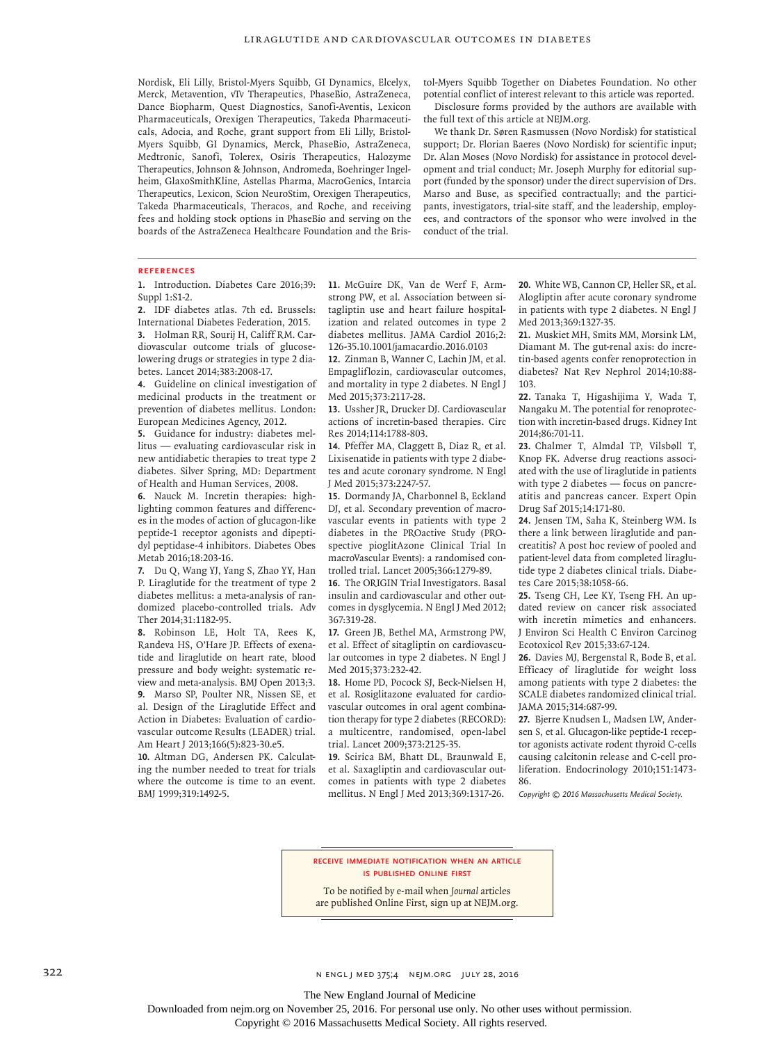Nordisk, Eli Lilly, Bristol-Myers Squibb, GI Dynamics, Elcelyx, Merck, Metavention, vTv Therapeutics, PhaseBio, AstraZeneca, Dance Biopharm, Quest Diagnostics, Sanofi-Aventis, Lexicon Pharmaceuticals, Orexigen Therapeutics, Takeda Pharmaceuticals, Adocia, and Roche, grant support from Eli Lilly, Bristol-Myers Squibb, GI Dynamics, Merck, PhaseBio, AstraZeneca, Medtronic, Sanofi, Tolerex, Osiris Therapeutics, Halozyme Therapeutics, Johnson & Johnson, Andromeda, Boehringer Ingelheim, GlaxoSmithKline, Astellas Pharma, MacroGenics, Intarcia Therapeutics, Lexicon, Scion NeuroStim, Orexigen Therapeutics, Takeda Pharmaceuticals, Theracos, and Roche, and receiving fees and holding stock options in PhaseBio and serving on the boards of the AstraZeneca Healthcare Foundation and the Bristol-Myers Squibb Together on Diabetes Foundation. No other potential conflict of interest relevant to this article was reported.

Disclosure forms provided by the authors are available with the full text of this article at NEJM.org.

We thank Dr. Søren Rasmussen (Novo Nordisk) for statistical support; Dr. Florian Baeres (Novo Nordisk) for scientific input; Dr. Alan Moses (Novo Nordisk) for assistance in protocol development and trial conduct; Mr. Joseph Murphy for editorial support (funded by the sponsor) under the direct supervision of Drs. Marso and Buse, as specified contractually; and the participants, investigators, trial-site staff, and the leadership, employees, and contractors of the sponsor who were involved in the conduct of the trial.

## References

1. Introduction. Diabetes Care 2016;39: Suppl 1:S1-2.
2. IDF diabetes atlas. 7th ed. Brussels: International Diabetes Federation, 2015.
3. Holman RR, Sourij H, Califf RM. Cardiovascular outcome trials of glucose-lowering drugs or strategies in type 2 diabetes. Lancet 2014;383:2008-17.
4. Guideline on clinical investigation of medicinal products in the treatment or prevention of diabetes mellitus. London: European Medicines Agency, 2012.
5. Guidance for industry: diabetes mellitus — evaluating cardiovascular risk in new antidiabetic therapies to treat type 2 diabetes. Silver Spring, MD: Department of Health and Human Services, 2008.
6. Nauck M. Incretin therapies: highlighting common features and differences in the modes of action of glucagon-like peptide-1 receptor agonists and dipeptidyl peptidase-4 inhibitors. Diabetes Obes Metab 2016;18:203-16.
7. Du Q, Wang YJ, Yang S, Zhao YY, Han P. Liraglutide for the treatment of type 2 diabetes mellitus: a meta-analysis of randomized placebo-controlled trials. Adv Ther 2014;31:1182-95.
8. Robinson LE, Holt TA, Rees K, Randeva HS, O'Hare JP. Effects of exenatide and liraglutide on heart rate, blood pressure and body weight: systematic review and meta-analysis. BMJ Open 2013;3.
9. Marso SP, Poulter NR, Nissen SE, et al. Design of the Liraglutide Effect and Action in Diabetes: Evaluation of cardiovascular outcome Results (LEADER) trial. Am Heart J 2013;166(5):823-30.e5.
10. Altman DG, Andersen PK. Calculating the number needed to treat for trials where the outcome is time to an event. BMJ 1999;319:1492-5.
11. McGuire DK, Van de Werf F, Armstrong PW, et al. Association between sitagliptin use and heart failure hospitalization and related outcomes in type 2 diabetes mellitus. JAMA Cardiol 2016;2: 126-35.10.1001/jamacardio.2016.0103
12. Zinman B, Wanner C, Lachin JM, et al. Empagliflozin, cardiovascular outcomes, and mortality in type 2 diabetes. N Engl J Med 2015;373:2117-28.
13. Ussher JR, Drucker DJ. Cardiovascular actions of incretin-based therapies. Circ Res 2014;114:1788-803.
14. Pfeffer MA, Claggett B, Diaz R, et al. Lixisenatide in patients with type 2 diabetes and acute coronary syndrome. N Engl J Med 2015;373:2247-57.
15. Dormandy JA, Charbonnel B, Eckland DJ, et al. Secondary prevention of macrovascular events in patients with type 2 diabetes in the PROactive Study (PROspective pioglitAzone Clinical Trial In macroVascular Events): a randomised controlled trial. Lancet 2005;366:1279-89.
16. The ORIGIN Trial Investigators. Basal insulin and cardiovascular and other outcomes in dysglycemia. N Engl J Med 2012; 367:319-28.
17. Green JB, Bethel MA, Armstrong PW, et al. Effect of sitagliptin on cardiovascular outcomes in type 2 diabetes. N Engl J Med 2015;373:232-42.
18. Home PD, Pocock SJ, Beck-Nielsen H, et al. Rosiglitazone evaluated for cardiovascular outcomes in oral agent combination therapy for type 2 diabetes (RECORD): a multicentre, randomised, open-label trial. Lancet 2009;373:2125-35.
19. Scirica BM, Bhatt DL, Braunwald E, et al. Saxagliptin and cardiovascular outcomes in patients with type 2 diabetes mellitus. N Engl J Med 2013;369:1317-26.
20. White WB, Cannon CP, Heller SR, et al. Alogliptin after acute coronary syndrome in patients with type 2 diabetes. N Engl J Med 2013;369:1327-35.
21. Muskiet MH, Smits MM, Morsink LM, Diamant M. The gut-renal axis: do incretin-based agents confer renoprotection in diabetes? Nat Rev Nephrol 2014;10:88-103.
22. Tanaka T, Higashijima Y, Wada T, Nangaku M. The potential for renoprotection with incretin-based drugs. Kidney Int 2014;86:701-11.
23. Chalmer T, Almdal TP, Vilsbøll T, Knop FK. Adverse drug reactions associated with the use of liraglutide in patients with type 2 diabetes — focus on pancreatitis and pancreas cancer. Expert Opin Drug Saf 2015;14:171-80.
24. Jensen TM, Saha K, Steinberg WM. Is there a link between liraglutide and pancreatitis? A post hoc review of pooled and patient-level data from completed liraglutide type 2 diabetes clinical trials. Diabetes Care 2015;38:1058-66.
25. Tseng CH, Lee KY, Tseng FH. An updated review on cancer risk associated with incretin mimetics and enhancers. J Environ Sci Health C Environ Carcinog Ecotoxicol Rev 2015;33:67-124.
26. Davies MJ, Bergenstal R, Bode B, et al. Efficacy of liraglutide for weight loss among patients with type 2 diabetes: the SCALE diabetes randomized clinical trial. JAMA 2015;314:687-99.
27. Bjerre Knudsen L, Madsen LW, Andersen S, et al. Glucagon-like peptide-1 receptor agonists activate rodent thyroid C-cells causing calcitonin release and C-cell proliferation. Endocrinology 2010;151:1473-86.

*Copyright © 2016 Massachusetts Medical Society.*

RECEIVE IMMEDIATE NOTIFICATION WHEN AN ARTICLE IS PUBLISHED ONLINE FIRST

To be notified by e-mail when *Journal* articles are published Online First, sign up at NEJM.org.